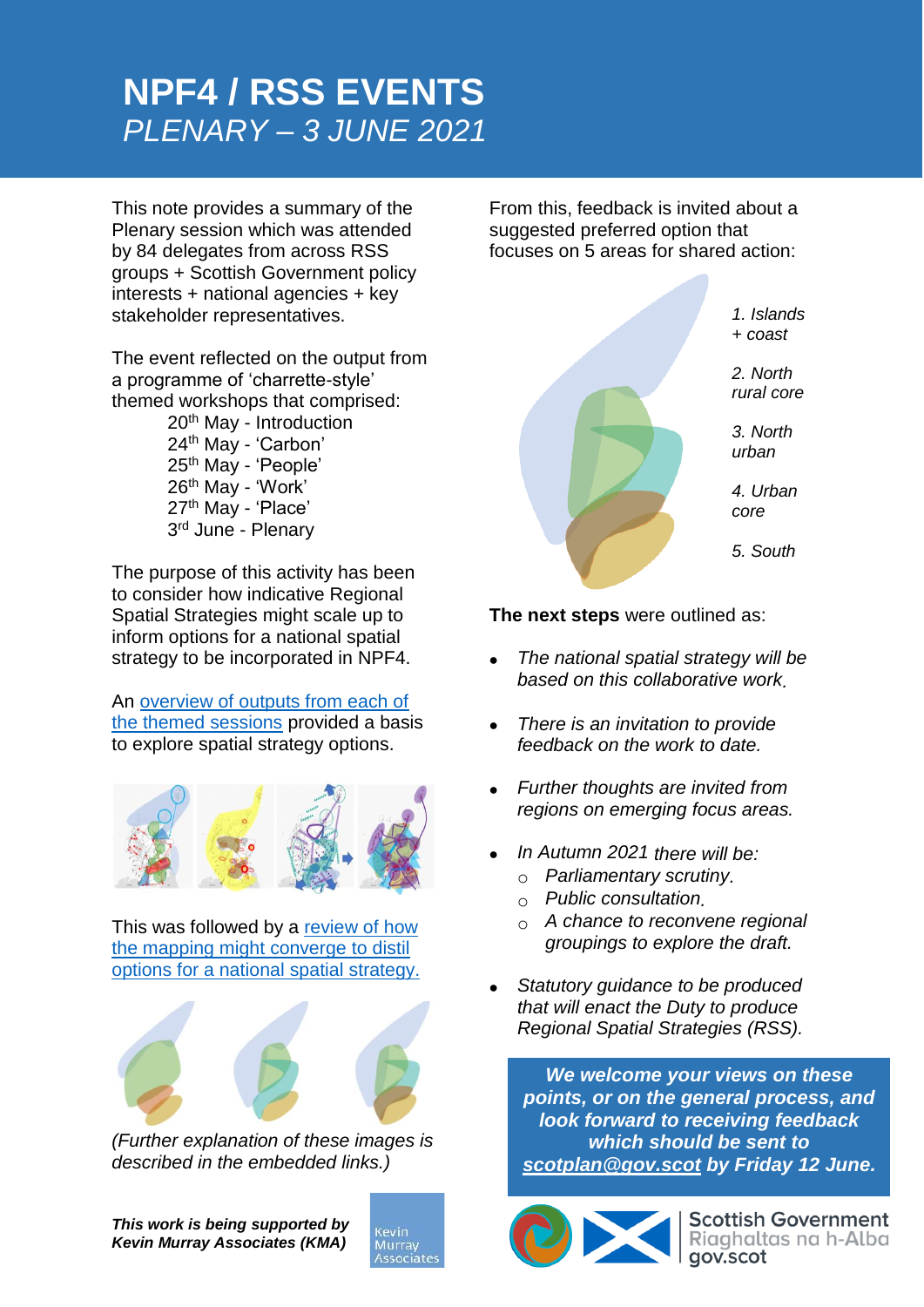# NPF4 / RSS EVENTS

*PLENARY – 3 JUNE 2021*

This note provides a summary of the Plenary session which was attended by 84 delegates from across RSS groups + Scottish Government policy interests + national agencies + key stakeholder representatives.

The event reflected on the output from a programme of 'charrette-style' themed workshops that comprised:

20th May - Introduction
24th May - 'Carbon'
25th May - 'People'
26th May - 'Work'
27th May - 'Place'
3rd June - Plenary

The purpose of this activity has been to consider how indicative Regional Spatial Strategies might scale up to inform options for a national spatial strategy to be incorporated in NPF4.

An overview of outputs from each of the themed sessions provided a basis to explore spatial strategy options.

This was followed by a review of how the mapping might converge to distil options for a national spatial strategy.

*(Further explanation of these images is described in the embedded links.)*

***This work is being supported by Kevin Murray Associates (KMA)***

From this, feedback is invited about a suggested preferred option that focuses on 5 areas for shared action:

1. *Islands + coast*
2. *North rural core*
3. *North urban*
4. *Urban core*
5. *South*

**The next steps** were outlined as:

- *The national spatial strategy will be based on this collaborative work.*
- *There is an invitation to provide feedback on the work to date.*
- *Further thoughts are invited from regions on emerging focus areas.*
- *In Autumn 2021* there will be:
  - *Parliamentary scrutiny.*
  - *Public consultation.*
  - *A chance to reconvene regional groupings to explore the draft.*
- *Statutory guidance to be produced that will enact the Duty to produce Regional Spatial Strategies (RSS).*

***We welcome your views on these points, or on the general process, and look forward to receiving feedback which should be sent to scotplan@gov.scot by Friday 12 June.***

Scottish Government
Riaghaltas na h-Alba
gov.scot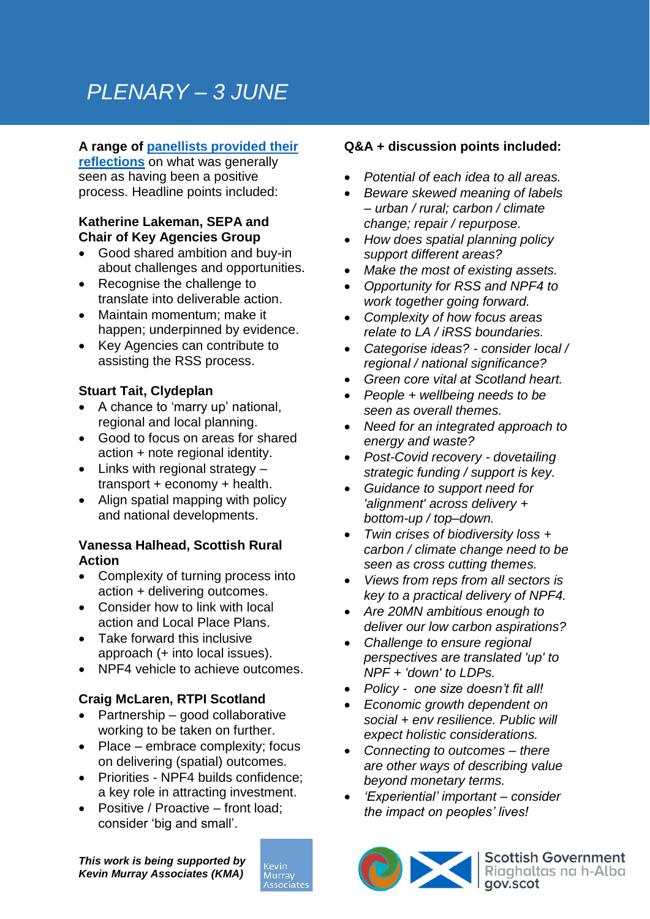# PLENARY – 3 JUNE

**A range of [panellists provided their reflections]** on what was generally seen as having been a positive process. Headline points included:

**Katherine Lakeman, SEPA and Chair of Key Agencies Group**

- Good shared ambition and buy-in about challenges and opportunities.
- Recognise the challenge to translate into deliverable action.
- Maintain momentum; make it happen; underpinned by evidence.
- Key Agencies can contribute to assisting the RSS process.

**Stuart Tait, Clydeplan**

- A chance to 'marry up' national, regional and local planning.
- Good to focus on areas for shared action + note regional identity.
- Links with regional strategy – transport + economy + health.
- Align spatial mapping with policy and national developments.

**Vanessa Halhead, Scottish Rural Action**

- Complexity of turning process into action + delivering outcomes.
- Consider how to link with local action and Local Place Plans.
- Take forward this inclusive approach (+ into local issues).
- NPF4 vehicle to achieve outcomes.

**Craig McLaren, RTPI Scotland**

- Partnership – good collaborative working to be taken on further.
- Place – embrace complexity; focus on delivering (spatial) outcomes.
- Priorities - NPF4 builds confidence; a key role in attracting investment.
- Positive / Proactive – front load; consider 'big and small'.

**Q&A + discussion points included:**

- *Potential of each idea to all areas.*
- *Beware skewed meaning of labels – urban / rural; carbon / climate change; repair / repurpose.*
- *How does spatial planning policy support different areas?*
- *Make the most of existing assets.*
- *Opportunity for RSS and NPF4 to work together going forward.*
- *Complexity of how focus areas relate to LA / iRSS boundaries.*
- *Categorise ideas? - consider local / regional / national significance?*
- *Green core vital at Scotland heart.*
- *People + wellbeing needs to be seen as overall themes.*
- *Need for an integrated approach to energy and waste?*
- *Post-Covid recovery - dovetailing strategic funding / support is key.*
- *Guidance to support need for 'alignment' across delivery + bottom-up / top–down.*
- *Twin crises of biodiversity loss + carbon / climate change need to be seen as cross cutting themes.*
- *Views from reps from all sectors is key to a practical delivery of NPF4.*
- *Are 20MN ambitious enough to deliver our low carbon aspirations?*
- *Challenge to ensure regional perspectives are translated 'up' to NPF + 'down' to LDPs.*
- *Policy - one size doesn't fit all!*
- *Economic growth dependent on social + env resilience. Public will expect holistic considerations.*
- *Connecting to outcomes – there are other ways of describing value beyond monetary terms.*
- *'Experiential' important – consider the impact on peoples' lives!*

***This work is being supported by Kevin Murray Associates (KMA)***

Kevin Murray Associates

Scottish Government
Riaghaltas na h-Alba
gov.scot